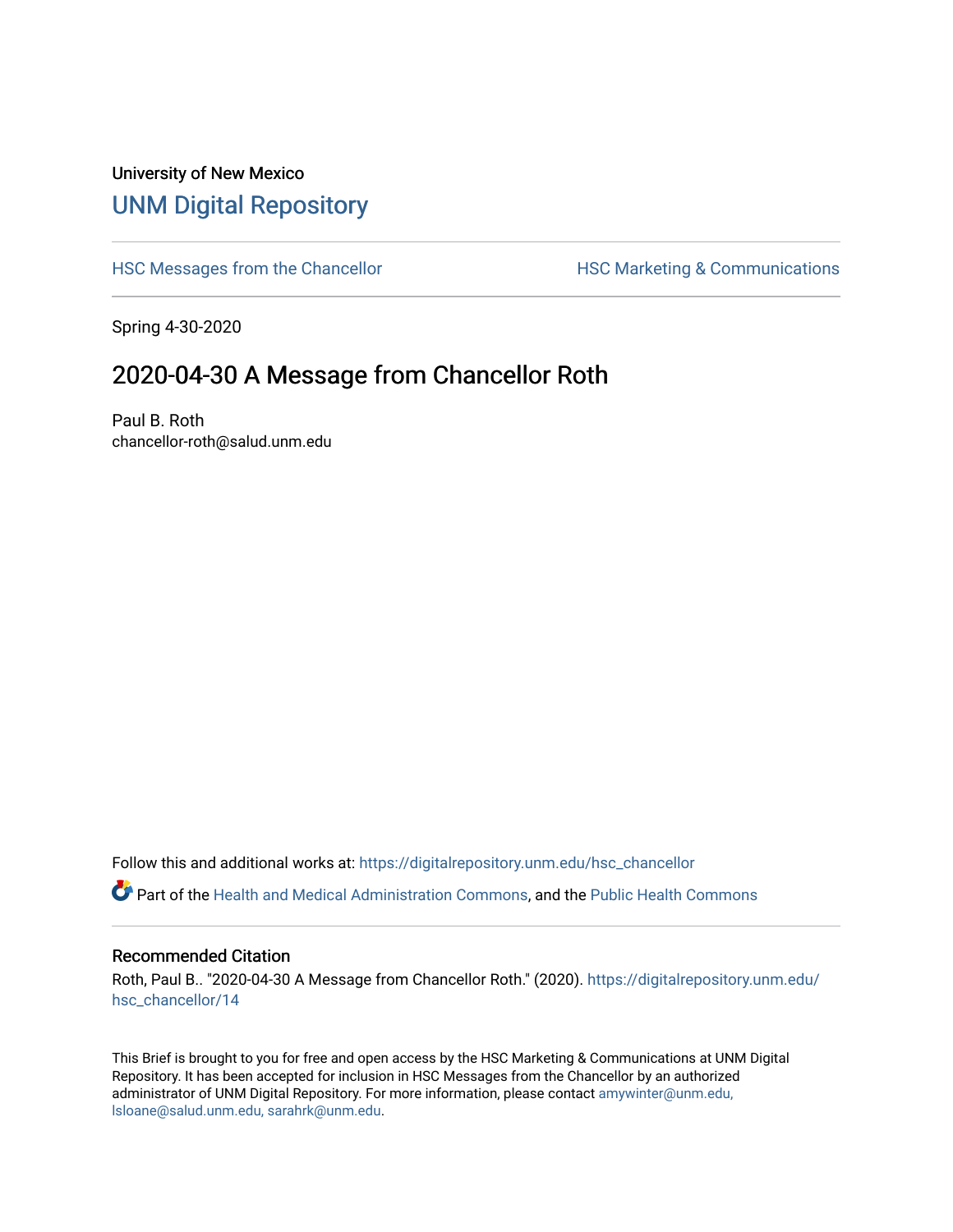University of New Mexico

## UNM Digital Repository

HSC Messages from the Chancellor

HSC Marketing & Communications

Spring 4-30-2020

# 2020-04-30 A Message from Chancellor Roth

Paul B. Roth
chancellor-roth@salud.unm.edu

Follow this and additional works at: https://digitalrepository.unm.edu/hsc_chancellor

Part of the Health and Medical Administration Commons, and the Public Health Commons

### Recommended Citation

Roth, Paul B.. "2020-04-30 A Message from Chancellor Roth." (2020). https://digitalrepository.unm.edu/hsc_chancellor/14

This Brief is brought to you for free and open access by the HSC Marketing & Communications at UNM Digital Repository. It has been accepted for inclusion in HSC Messages from the Chancellor by an authorized administrator of UNM Digital Repository. For more information, please contact amywinter@unm.edu, lsloane@salud.unm.edu, sarahrk@unm.edu.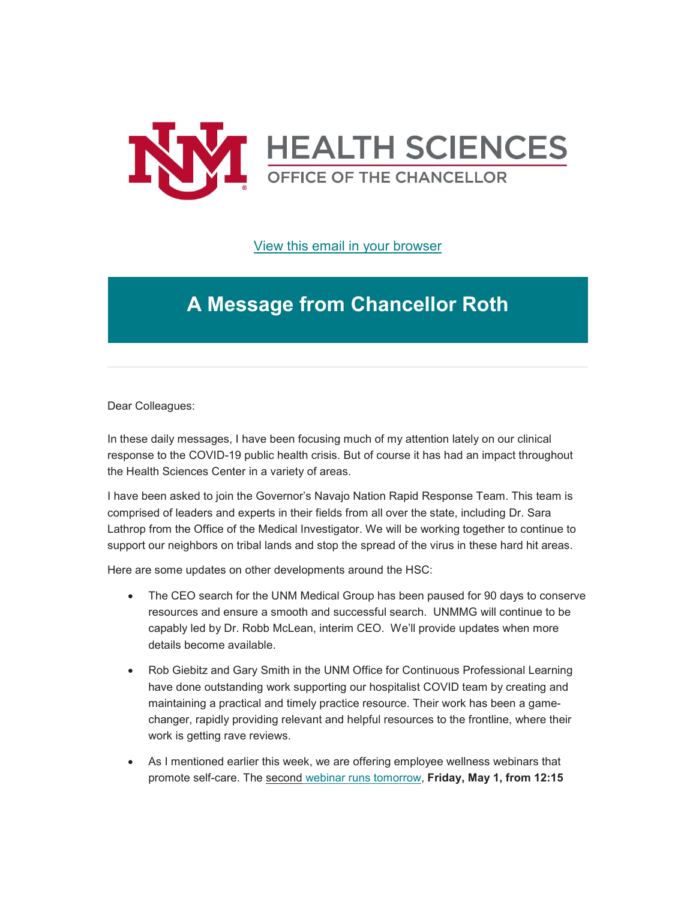View this email in your browser

# A Message from Chancellor Roth

---

Dear Colleagues:

In these daily messages, I have been focusing much of my attention lately on our clinical response to the COVID-19 public health crisis. But of course it has had an impact throughout the Health Sciences Center in a variety of areas.

I have been asked to join the Governor's Navajo Nation Rapid Response Team. This team is comprised of leaders and experts in their fields from all over the state, including Dr. Sara Lathrop from the Office of the Medical Investigator. We will be working together to continue to support our neighbors on tribal lands and stop the spread of the virus in these hard hit areas.

Here are some updates on other developments around the HSC:

- The CEO search for the UNM Medical Group has been paused for 90 days to conserve resources and ensure a smooth and successful search. UNMMG will continue to be capably led by Dr. Robb McLean, interim CEO. We'll provide updates when more details become available.
- Rob Giebitz and Gary Smith in the UNM Office for Continuous Professional Learning have done outstanding work supporting our hospitalist COVID team by creating and maintaining a practical and timely practice resource. Their work has been a game-changer, rapidly providing relevant and helpful resources to the frontline, where their work is getting rave reviews.
- As I mentioned earlier this week, we are offering employee wellness webinars that promote self-care. The second webinar runs tomorrow, **Friday, May 1, from 12:15**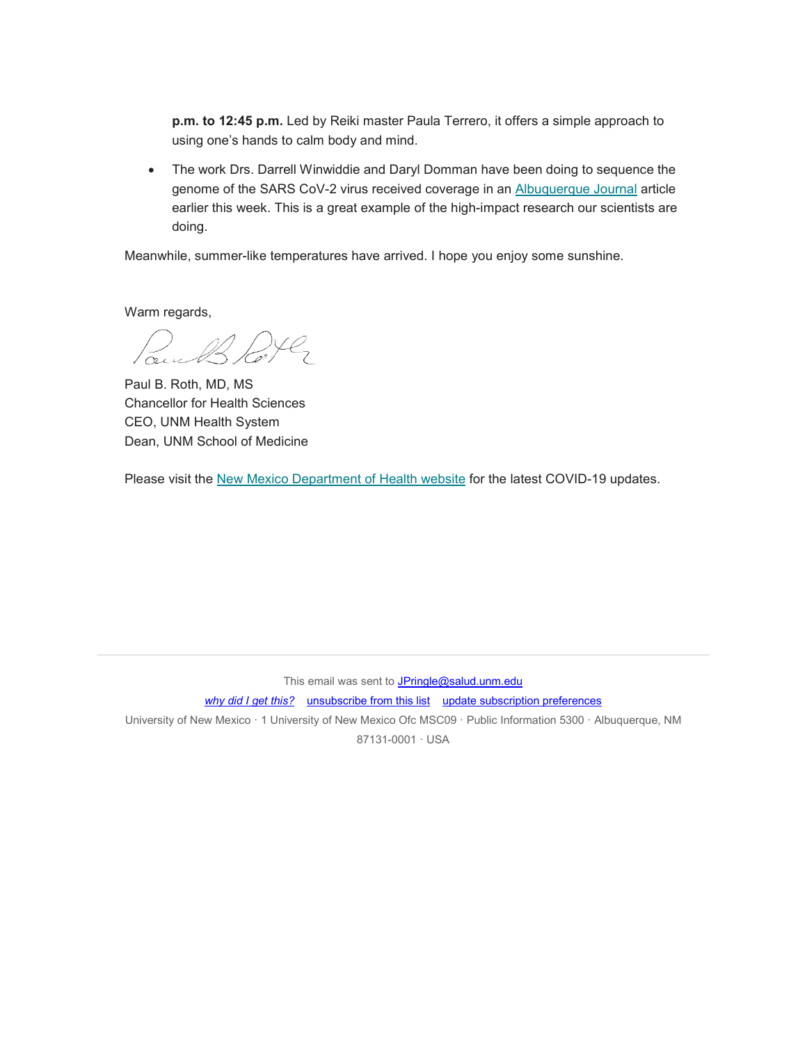**p.m. to 12:45 p.m.** Led by Reiki master Paula Terrero, it offers a simple approach to using one's hands to calm body and mind.

- The work Drs. Darrell Winwiddie and Daryl Domman have been doing to sequence the genome of the SARS CoV-2 virus received coverage in an Albuquerque Journal article earlier this week. This is a great example of the high-impact research our scientists are doing.

Meanwhile, summer-like temperatures have arrived. I hope you enjoy some sunshine.

Warm regards,

Paul B. Roth, MD, MS
Chancellor for Health Sciences
CEO, UNM Health System
Dean, UNM School of Medicine

Please visit the New Mexico Department of Health website for the latest COVID-19 updates.

---

This email was sent to JPringle@salud.unm.edu

*why did I get this?* unsubscribe from this list update subscription preferences

University of New Mexico · 1 University of New Mexico Ofc MSC09 · Public Information 5300 · Albuquerque, NM 87131-0001 · USA